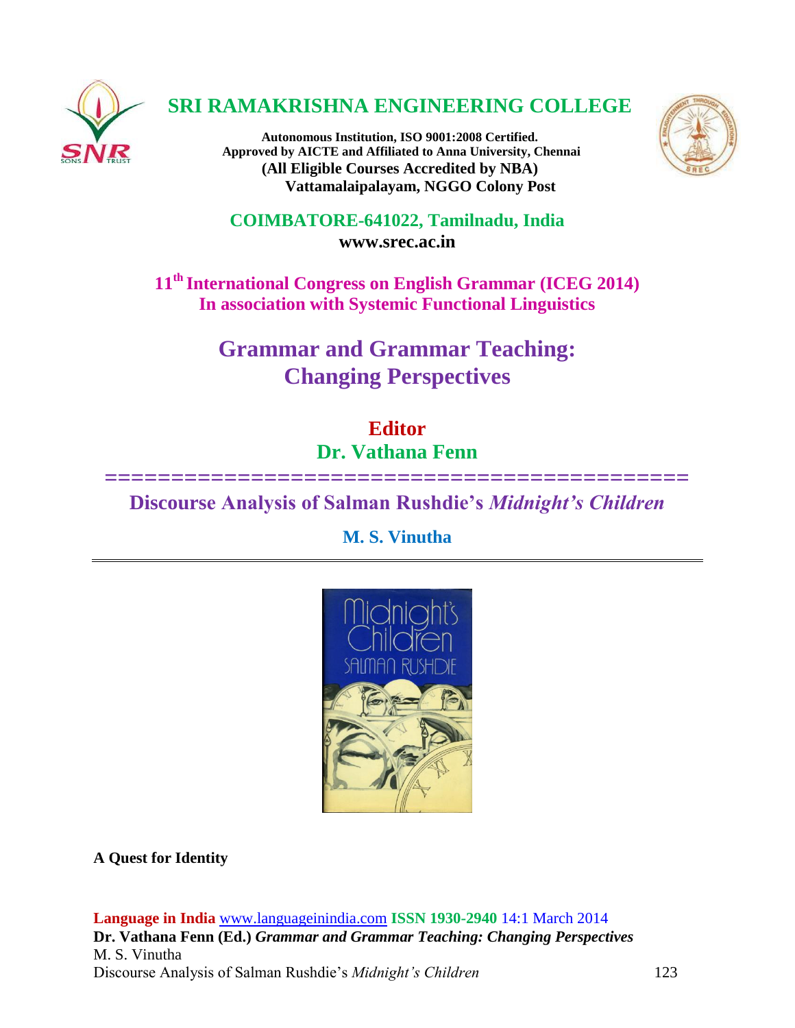# SRI RAMAKRISHNA ENGINEERING COLLEGE

**Autonomous Institution, ISO 9001:2008 Certified.**
**Approved by AICTE and Affiliated to Anna University, Chennai**
**(All Eligible Courses Accredited by NBA)**
**Vattamalaipalayam, NGGO Colony Post**

**COIMBATORE-641022, Tamilnadu, India**
**www.srec.ac.in**

**11th International Congress on English Grammar (ICEG 2014)**
**In association with Systemic Functional Linguistics**

## Grammar and Grammar Teaching: Changing Perspectives

**Editor**
**Dr. Vathana Fenn**

============================================

# Discourse Analysis of Salman Rushdie's *Midnight's Children*

**M. S. Vinutha**

---

**A Quest for Identity**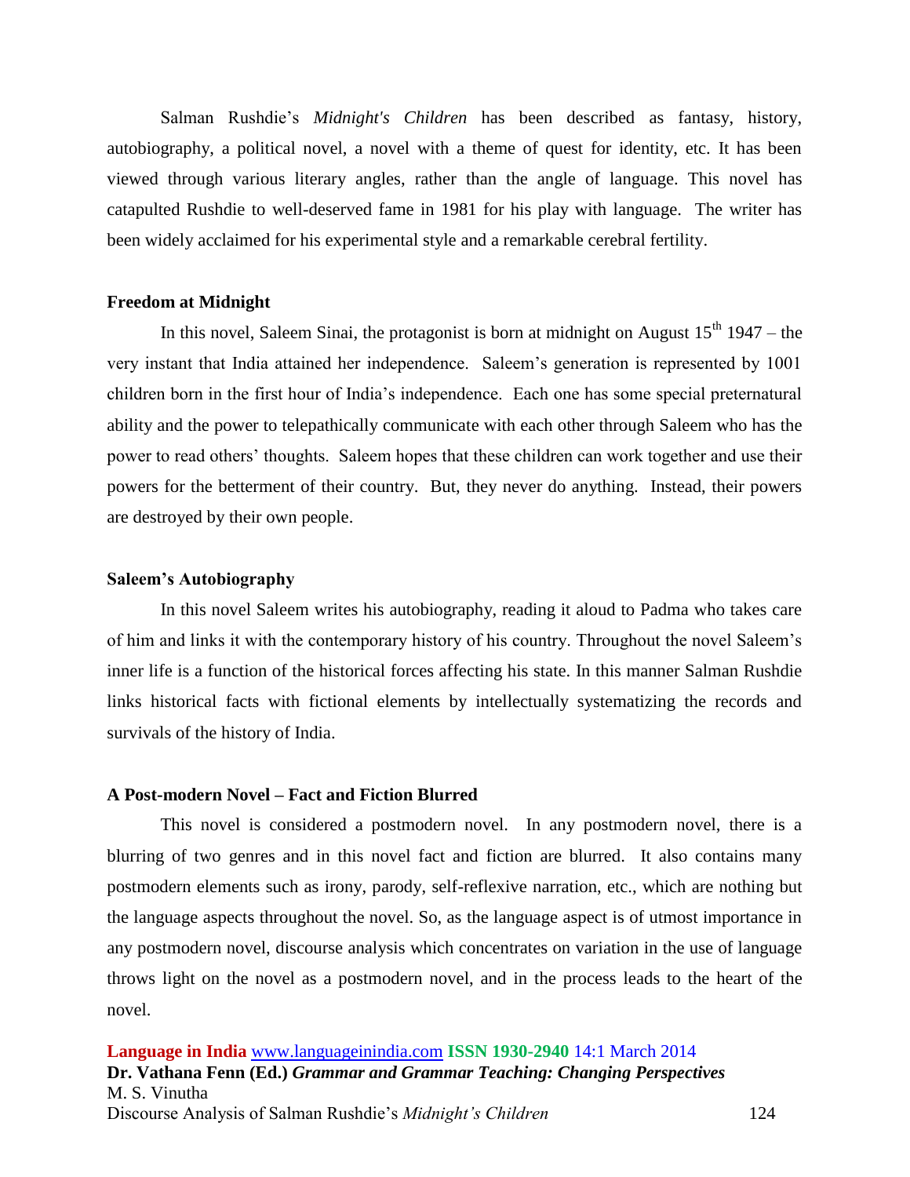Salman Rushdie's *Midnight's Children* has been described as fantasy, history, autobiography, a political novel, a novel with a theme of quest for identity, etc. It has been viewed through various literary angles, rather than the angle of language. This novel has catapulted Rushdie to well-deserved fame in 1981 for his play with language. The writer has been widely acclaimed for his experimental style and a remarkable cerebral fertility.

**Freedom at Midnight**

In this novel, Saleem Sinai, the protagonist is born at midnight on August 15th 1947 – the very instant that India attained her independence. Saleem's generation is represented by 1001 children born in the first hour of India's independence. Each one has some special preternatural ability and the power to telepathically communicate with each other through Saleem who has the power to read others' thoughts. Saleem hopes that these children can work together and use their powers for the betterment of their country. But, they never do anything. Instead, their powers are destroyed by their own people.

**Saleem's Autobiography**

In this novel Saleem writes his autobiography, reading it aloud to Padma who takes care of him and links it with the contemporary history of his country. Throughout the novel Saleem's inner life is a function of the historical forces affecting his state. In this manner Salman Rushdie links historical facts with fictional elements by intellectually systematizing the records and survivals of the history of India.

**A Post-modern Novel – Fact and Fiction Blurred**

This novel is considered a postmodern novel. In any postmodern novel, there is a blurring of two genres and in this novel fact and fiction are blurred. It also contains many postmodern elements such as irony, parody, self-reflexive narration, etc., which are nothing but the language aspects throughout the novel. So, as the language aspect is of utmost importance in any postmodern novel, discourse analysis which concentrates on variation in the use of language throws light on the novel as a postmodern novel, and in the process leads to the heart of the novel.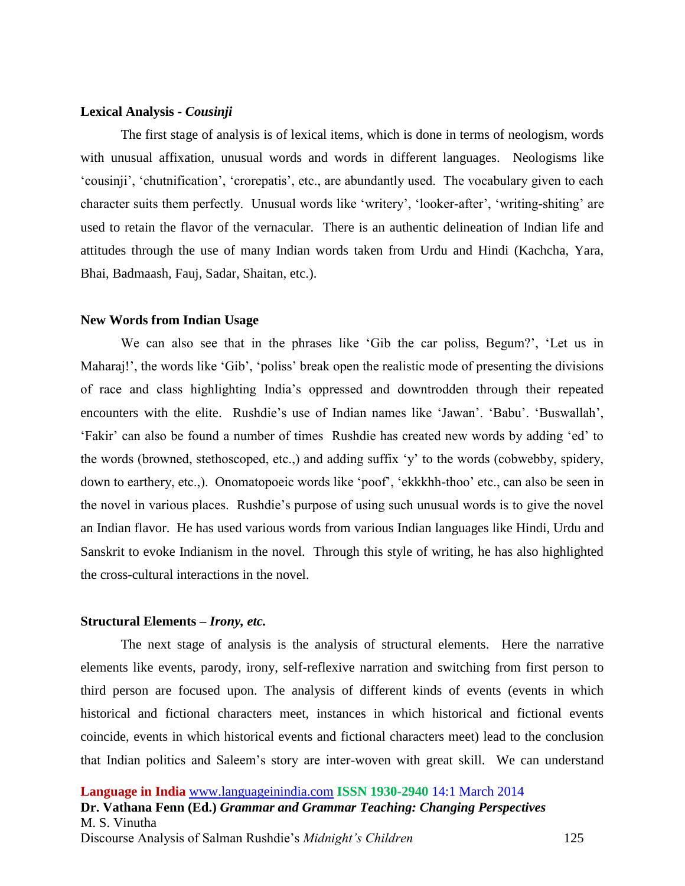### Lexical Analysis - *Cousinji*

The first stage of analysis is of lexical items, which is done in terms of neologism, words with unusual affixation, unusual words and words in different languages. Neologisms like 'cousinji', 'chutnification', 'crorepatis', etc., are abundantly used. The vocabulary given to each character suits them perfectly. Unusual words like 'writery', 'looker-after', 'writing-shiting' are used to retain the flavor of the vernacular. There is an authentic delineation of Indian life and attitudes through the use of many Indian words taken from Urdu and Hindi (Kachcha, Yara, Bhai, Badmaash, Fauj, Sadar, Shaitan, etc.).

### New Words from Indian Usage

We can also see that in the phrases like 'Gib the car poliss, Begum?', 'Let us in Maharaj!', the words like 'Gib', 'poliss' break open the realistic mode of presenting the divisions of race and class highlighting India's oppressed and downtrodden through their repeated encounters with the elite. Rushdie's use of Indian names like 'Jawan'. 'Babu'. 'Buswallah', 'Fakir' can also be found a number of times Rushdie has created new words by adding 'ed' to the words (browned, stethoscoped, etc.,) and adding suffix 'y' to the words (cobwebby, spidery, down to earthery, etc.,). Onomatopoeic words like 'poof', 'ekkkhh-thoo' etc., can also be seen in the novel in various places. Rushdie's purpose of using such unusual words is to give the novel an Indian flavor. He has used various words from various Indian languages like Hindi, Urdu and Sanskrit to evoke Indianism in the novel. Through this style of writing, he has also highlighted the cross-cultural interactions in the novel.

### Structural Elements – *Irony, etc.*

The next stage of analysis is the analysis of structural elements. Here the narrative elements like events, parody, irony, self-reflexive narration and switching from first person to third person are focused upon. The analysis of different kinds of events (events in which historical and fictional characters meet, instances in which historical and fictional events coincide, events in which historical events and fictional characters meet) lead to the conclusion that Indian politics and Saleem's story are inter-woven with great skill. We can understand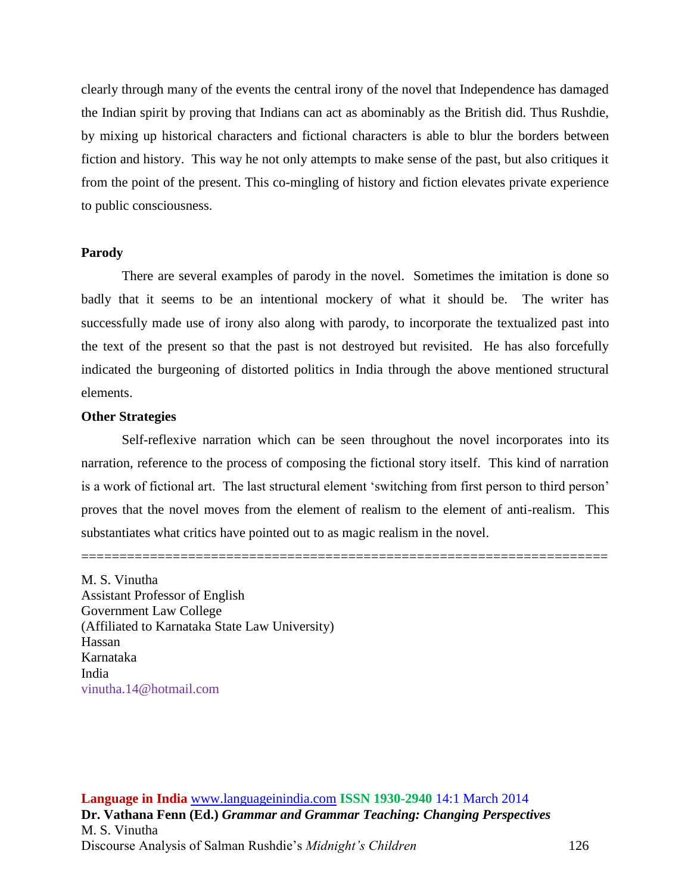clearly through many of the events the central irony of the novel that Independence has damaged the Indian spirit by proving that Indians can act as abominably as the British did. Thus Rushdie, by mixing up historical characters and fictional characters is able to blur the borders between fiction and history. This way he not only attempts to make sense of the past, but also critiques it from the point of the present. This co-mingling of history and fiction elevates private experience to public consciousness.

**Parody**

There are several examples of parody in the novel. Sometimes the imitation is done so badly that it seems to be an intentional mockery of what it should be. The writer has successfully made use of irony also along with parody, to incorporate the textualized past into the text of the present so that the past is not destroyed but revisited. He has also forcefully indicated the burgeoning of distorted politics in India through the above mentioned structural elements.

**Other Strategies**

Self-reflexive narration which can be seen throughout the novel incorporates into its narration, reference to the process of composing the fictional story itself. This kind of narration is a work of fictional art. The last structural element 'switching from first person to third person' proves that the novel moves from the element of realism to the element of anti-realism. This substantiates what critics have pointed out to as magic realism in the novel.

====================================================================

M. S. Vinutha
Assistant Professor of English
Government Law College
(Affiliated to Karnataka State Law University)
Hassan
Karnataka
India
vinutha.14@hotmail.com